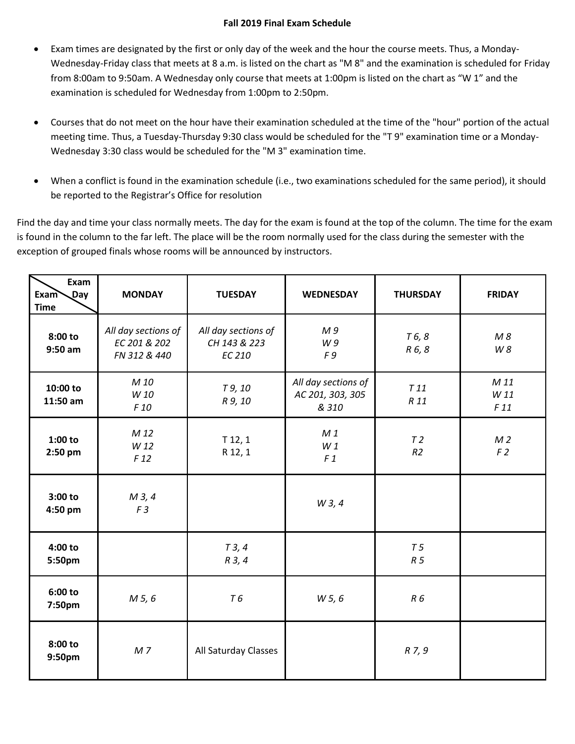**Fall 2019 Final Exam Schedule**

- Exam times are designated by the first or only day of the week and the hour the course meets. Thus, a Monday-Wednesday-Friday class that meets at 8 a.m. is listed on the chart as "M 8" and the examination is scheduled for Friday from 8:00am to 9:50am. A Wednesday only course that meets at 1:00pm is listed on the chart as "W 1" and the examination is scheduled for Wednesday from 1:00pm to 2:50pm.
- Courses that do not meet on the hour have their examination scheduled at the time of the "hour" portion of the actual meeting time. Thus, a Tuesday-Thursday 9:30 class would be scheduled for the "T 9" examination time or a Monday-Wednesday 3:30 class would be scheduled for the "M 3" examination time.
- When a conflict is found in the examination schedule (i.e., two examinations scheduled for the same period), it should be reported to the Registrar's Office for resolution

Find the day and time your class normally meets. The day for the exam is found at the top of the column. The time for the exam is found in the column to the far left. The place will be the room normally used for the class during the semester with the exception of grouped finals whose rooms will be announced by instructors.

| Exam Time / Exam Day | MONDAY | TUESDAY | WEDNESDAY | THURSDAY | FRIDAY |
|---|---|---|---|---|---|
| 8:00 to 9:50 am | *All day sections of EC 201 & 202 FN 312 & 440* | *All day sections of CH 143 & 223 EC 210* | *M 9 W 9 F 9* | *T 6, 8 R 6, 8* | *M 8 W 8* |
| 10:00 to 11:50 am | *M 10 W 10 F 10* | *T 9, 10 R 9, 10* | *All day sections of AC 201, 303, 305 & 310* | *T 11 R 11* | *M 11 W 11 F 11* |
| 1:00 to 2:50 pm | *M 12 W 12 F 12* | T 12, 1 R 12, 1 | *M 1 W 1 F 1* | *T 2 R2* | *M 2 F 2* |
| 3:00 to 4:50 pm | *M 3, 4 F 3* | | *W 3, 4* | | |
| 4:00 to 5:50pm | | *T 3, 4 R 3, 4* | | *T 5 R 5* | |
| 6:00 to 7:50pm | *M 5, 6* | *T 6* | *W 5, 6* | *R 6* | |
| 8:00 to 9:50pm | *M 7* | All Saturday Classes | | *R 7, 9* | |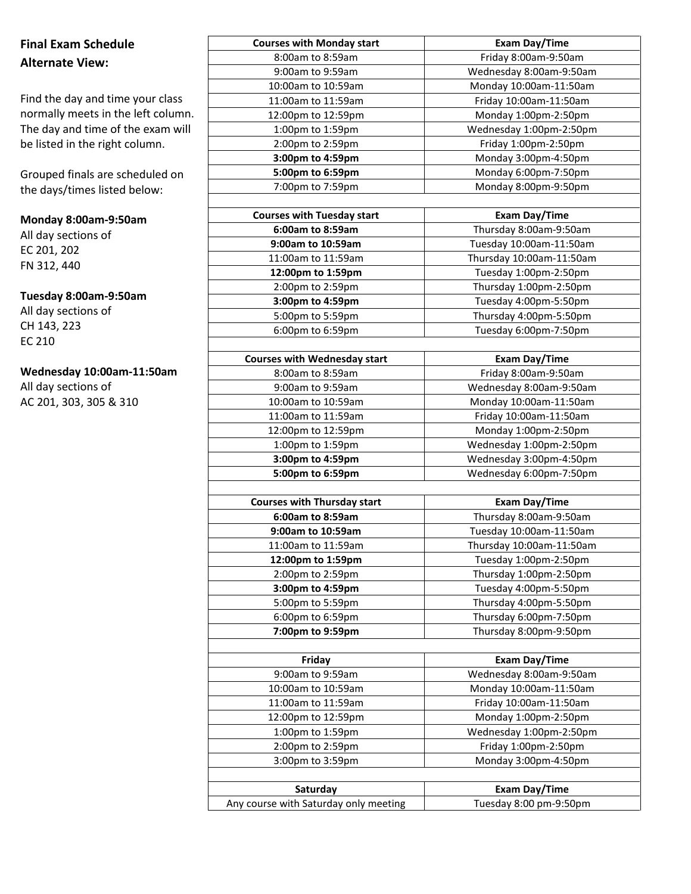**Final Exam Schedule**
**Alternate View:**

Find the day and time your class normally meets in the left column. The day and time of the exam will be listed in the right column.

Grouped finals are scheduled on the days/times listed below:

**Monday 8:00am-9:50am**
All day sections of
EC 201, 202
FN 312, 440

**Tuesday 8:00am-9:50am**
All day sections of
CH 143, 223
EC 210

**Wednesday 10:00am-11:50am**
All day sections of
AC 201, 303, 305 & 310

| Courses with Monday start | Exam Day/Time |
|---|---|
| 8:00am to 8:59am | Friday 8:00am-9:50am |
| 9:00am to 9:59am | Wednesday 8:00am-9:50am |
| 10:00am to 10:59am | Monday 10:00am-11:50am |
| 11:00am to 11:59am | Friday 10:00am-11:50am |
| 12:00pm to 12:59pm | Monday 1:00pm-2:50pm |
| 1:00pm to 1:59pm | Wednesday 1:00pm-2:50pm |
| 2:00pm to 2:59pm | Friday 1:00pm-2:50pm |
| **3:00pm to 4:59pm** | Monday 3:00pm-4:50pm |
| **5:00pm to 6:59pm** | Monday 6:00pm-7:50pm |
| 7:00pm to 7:59pm | Monday 8:00pm-9:50pm |

| Courses with Tuesday start | Exam Day/Time |
|---|---|
| **6:00am to 8:59am** | Thursday 8:00am-9:50am |
| **9:00am to 10:59am** | Tuesday 10:00am-11:50am |
| 11:00am to 11:59am | Thursday 10:00am-11:50am |
| **12:00pm to 1:59pm** | Tuesday 1:00pm-2:50pm |
| 2:00pm to 2:59pm | Thursday 1:00pm-2:50pm |
| **3:00pm to 4:59pm** | Tuesday 4:00pm-5:50pm |
| 5:00pm to 5:59pm | Thursday 4:00pm-5:50pm |
| 6:00pm to 6:59pm | Tuesday 6:00pm-7:50pm |

| Courses with Wednesday start | Exam Day/Time |
|---|---|
| 8:00am to 8:59am | Friday 8:00am-9:50am |
| 9:00am to 9:59am | Wednesday 8:00am-9:50am |
| 10:00am to 10:59am | Monday 10:00am-11:50am |
| 11:00am to 11:59am | Friday 10:00am-11:50am |
| 12:00pm to 12:59pm | Monday 1:00pm-2:50pm |
| 1:00pm to 1:59pm | Wednesday 1:00pm-2:50pm |
| **3:00pm to 4:59pm** | Wednesday 3:00pm-4:50pm |
| **5:00pm to 6:59pm** | Wednesday 6:00pm-7:50pm |

| Courses with Thursday start | Exam Day/Time |
|---|---|
| **6:00am to 8:59am** | Thursday 8:00am-9:50am |
| **9:00am to 10:59am** | Tuesday 10:00am-11:50am |
| 11:00am to 11:59am | Thursday 10:00am-11:50am |
| **12:00pm to 1:59pm** | Tuesday 1:00pm-2:50pm |
| 2:00pm to 2:59pm | Thursday 1:00pm-2:50pm |
| **3:00pm to 4:59pm** | Tuesday 4:00pm-5:50pm |
| 5:00pm to 5:59pm | Thursday 4:00pm-5:50pm |
| 6:00pm to 6:59pm | Thursday 6:00pm-7:50pm |
| **7:00pm to 9:59pm** | Thursday 8:00pm-9:50pm |

| Friday | Exam Day/Time |
|---|---|
| 9:00am to 9:59am | Wednesday 8:00am-9:50am |
| 10:00am to 10:59am | Monday 10:00am-11:50am |
| 11:00am to 11:59am | Friday 10:00am-11:50am |
| 12:00pm to 12:59pm | Monday 1:00pm-2:50pm |
| 1:00pm to 1:59pm | Wednesday 1:00pm-2:50pm |
| 2:00pm to 2:59pm | Friday 1:00pm-2:50pm |
| 3:00pm to 3:59pm | Monday 3:00pm-4:50pm |

| Saturday | Exam Day/Time |
|---|---|
| Any course with Saturday only meeting | Tuesday 8:00 pm-9:50pm |